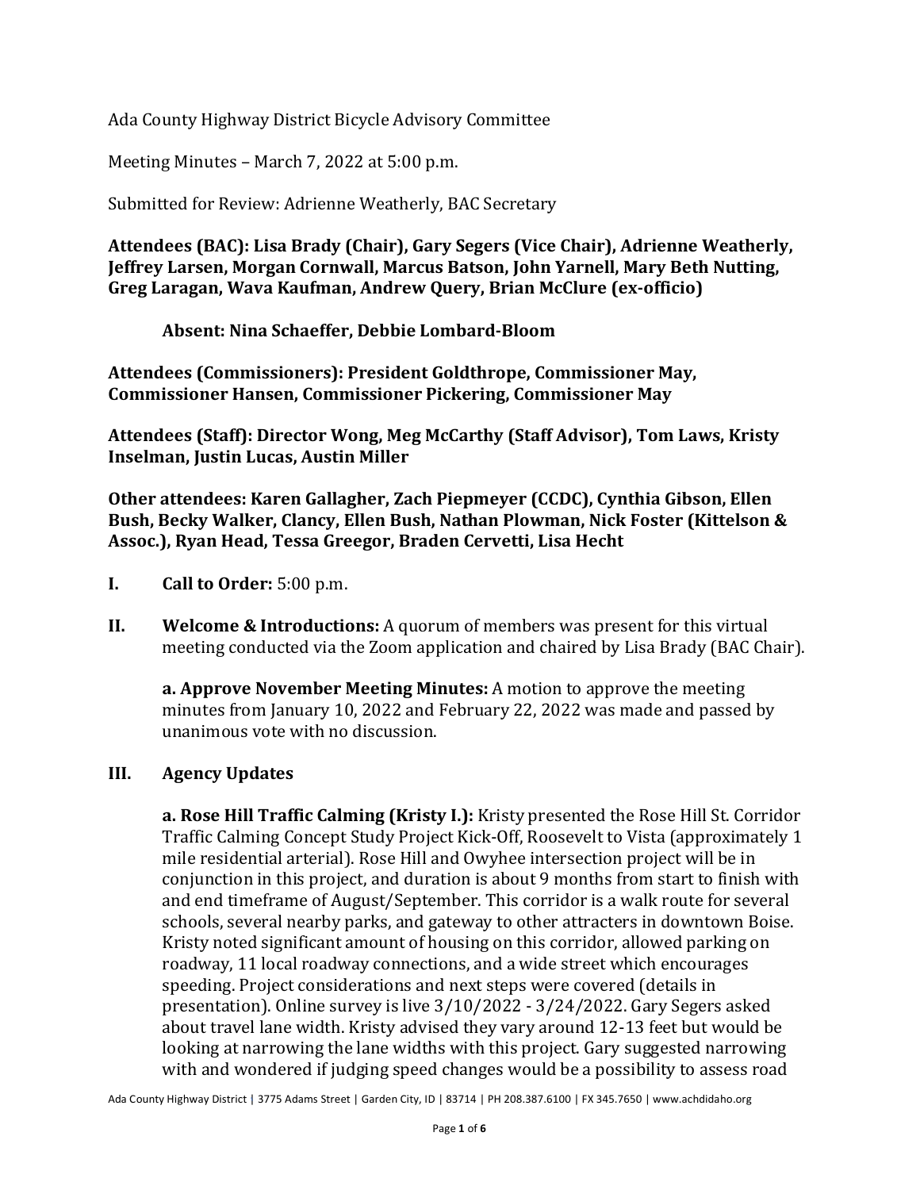Ada County Highway District Bicycle Advisory Committee

Meeting Minutes – March 7, 2022 at 5:00 p.m.

Submitted for Review: Adrienne Weatherly, BAC Secretary

**Attendees (BAC): Lisa Brady (Chair), Gary Segers (Vice Chair), Adrienne Weatherly, Jeffrey Larsen, Morgan Cornwall, Marcus Batson, John Yarnell, Mary Beth Nutting, Greg Laragan, Wava Kaufman, Andrew Query, Brian McClure (ex-officio)**

**Absent: Nina Schaeffer, Debbie Lombard-Bloom**

**Attendees (Commissioners): President Goldthrope, Commissioner May, Commissioner Hansen, Commissioner Pickering, Commissioner May**

**Attendees (Staff): Director Wong, Meg McCarthy (Staff Advisor), Tom Laws, Kristy Inselman, Justin Lucas, Austin Miller**

**Other attendees: Karen Gallagher, Zach Piepmeyer (CCDC), Cynthia Gibson, Ellen Bush, Becky Walker, Clancy, Ellen Bush, Nathan Plowman, Nick Foster (Kittelson & Assoc.), Ryan Head, Tessa Greegor, Braden Cervetti, Lisa Hecht**

**I. Call to Order:** 5:00 p.m.

**II. Welcome & Introductions:** A quorum of members was present for this virtual meeting conducted via the Zoom application and chaired by Lisa Brady (BAC Chair).

**a. Approve November Meeting Minutes:** A motion to approve the meeting minutes from January 10, 2022 and February 22, 2022 was made and passed by unanimous vote with no discussion.

**III. Agency Updates**

**a. Rose Hill Traffic Calming (Kristy I.):** Kristy presented the Rose Hill St. Corridor Traffic Calming Concept Study Project Kick-Off, Roosevelt to Vista (approximately 1 mile residential arterial). Rose Hill and Owyhee intersection project will be in conjunction in this project, and duration is about 9 months from start to finish with and end timeframe of August/September. This corridor is a walk route for several schools, several nearby parks, and gateway to other attracters in downtown Boise. Kristy noted significant amount of housing on this corridor, allowed parking on roadway, 11 local roadway connections, and a wide street which encourages speeding. Project considerations and next steps were covered (details in presentation). Online survey is live 3/10/2022 - 3/24/2022. Gary Segers asked about travel lane width. Kristy advised they vary around 12-13 feet but would be looking at narrowing the lane widths with this project. Gary suggested narrowing with and wondered if judging speed changes would be a possibility to assess road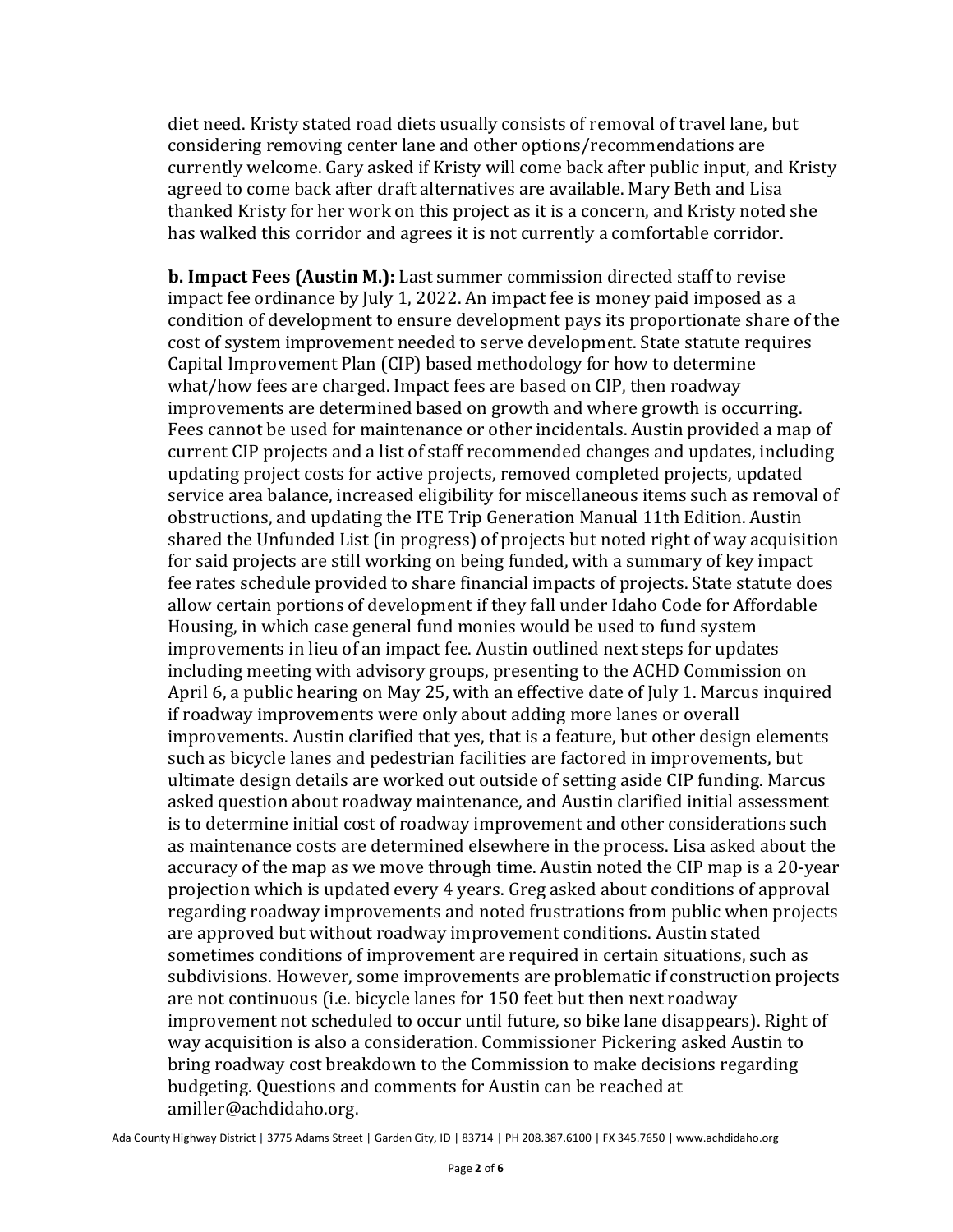diet need. Kristy stated road diets usually consists of removal of travel lane, but considering removing center lane and other options/recommendations are currently welcome. Gary asked if Kristy will come back after public input, and Kristy agreed to come back after draft alternatives are available. Mary Beth and Lisa thanked Kristy for her work on this project as it is a concern, and Kristy noted she has walked this corridor and agrees it is not currently a comfortable corridor.

**b. Impact Fees (Austin M.):** Last summer commission directed staff to revise impact fee ordinance by July 1, 2022. An impact fee is money paid imposed as a condition of development to ensure development pays its proportionate share of the cost of system improvement needed to serve development. State statute requires Capital Improvement Plan (CIP) based methodology for how to determine what/how fees are charged. Impact fees are based on CIP, then roadway improvements are determined based on growth and where growth is occurring. Fees cannot be used for maintenance or other incidentals. Austin provided a map of current CIP projects and a list of staff recommended changes and updates, including updating project costs for active projects, removed completed projects, updated service area balance, increased eligibility for miscellaneous items such as removal of obstructions, and updating the ITE Trip Generation Manual 11th Edition. Austin shared the Unfunded List (in progress) of projects but noted right of way acquisition for said projects are still working on being funded, with a summary of key impact fee rates schedule provided to share financial impacts of projects. State statute does allow certain portions of development if they fall under Idaho Code for Affordable Housing, in which case general fund monies would be used to fund system improvements in lieu of an impact fee. Austin outlined next steps for updates including meeting with advisory groups, presenting to the ACHD Commission on April 6, a public hearing on May 25, with an effective date of July 1. Marcus inquired if roadway improvements were only about adding more lanes or overall improvements. Austin clarified that yes, that is a feature, but other design elements such as bicycle lanes and pedestrian facilities are factored in improvements, but ultimate design details are worked out outside of setting aside CIP funding. Marcus asked question about roadway maintenance, and Austin clarified initial assessment is to determine initial cost of roadway improvement and other considerations such as maintenance costs are determined elsewhere in the process. Lisa asked about the accuracy of the map as we move through time. Austin noted the CIP map is a 20-year projection which is updated every 4 years. Greg asked about conditions of approval regarding roadway improvements and noted frustrations from public when projects are approved but without roadway improvement conditions. Austin stated sometimes conditions of improvement are required in certain situations, such as subdivisions. However, some improvements are problematic if construction projects are not continuous (i.e. bicycle lanes for 150 feet but then next roadway improvement not scheduled to occur until future, so bike lane disappears). Right of way acquisition is also a consideration. Commissioner Pickering asked Austin to bring roadway cost breakdown to the Commission to make decisions regarding budgeting. Questions and comments for Austin can be reached at amiller@achdidaho.org.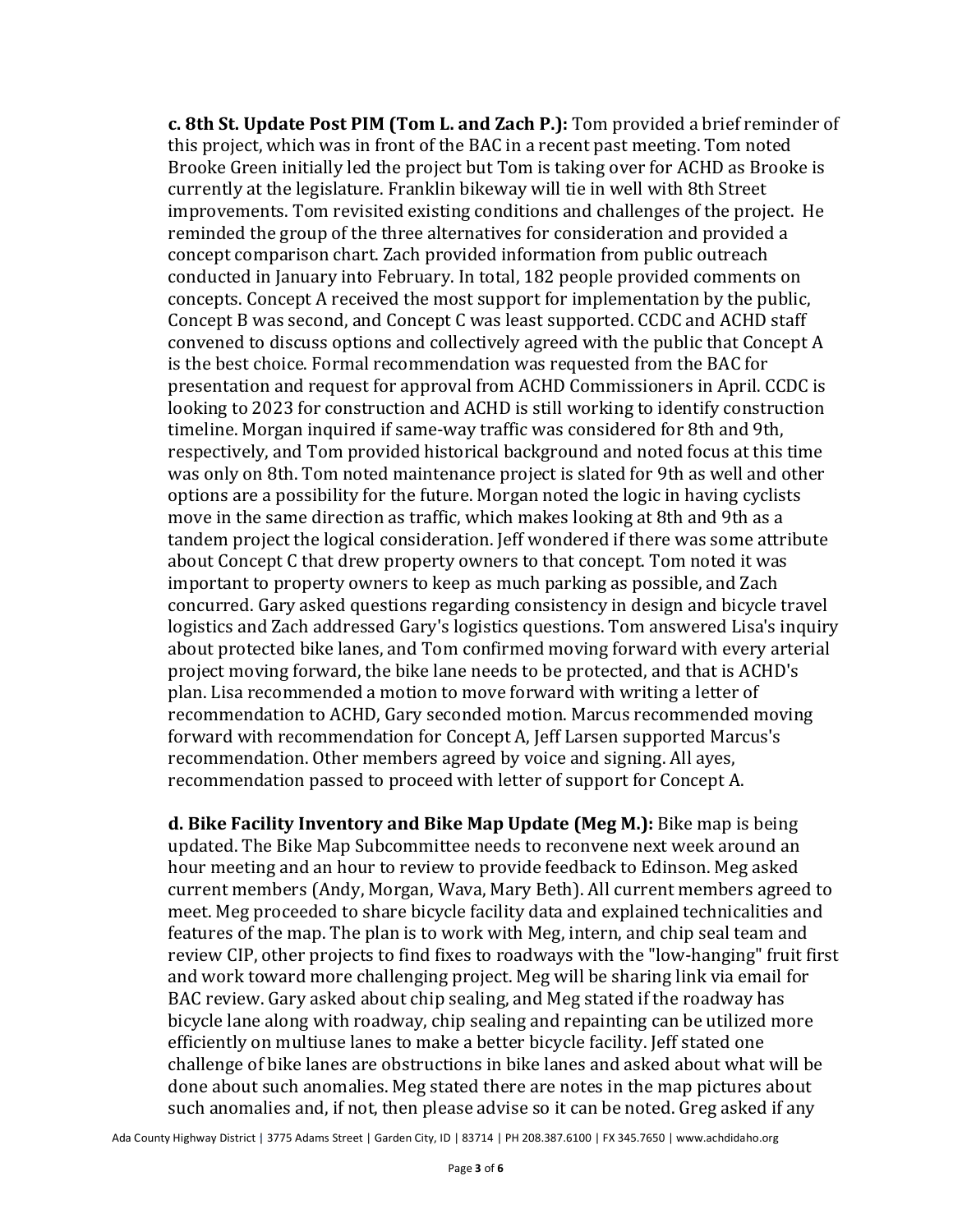**c. 8th St. Update Post PIM (Tom L. and Zach P.):** Tom provided a brief reminder of this project, which was in front of the BAC in a recent past meeting. Tom noted Brooke Green initially led the project but Tom is taking over for ACHD as Brooke is currently at the legislature. Franklin bikeway will tie in well with 8th Street improvements. Tom revisited existing conditions and challenges of the project. He reminded the group of the three alternatives for consideration and provided a concept comparison chart. Zach provided information from public outreach conducted in January into February. In total, 182 people provided comments on concepts. Concept A received the most support for implementation by the public, Concept B was second, and Concept C was least supported. CCDC and ACHD staff convened to discuss options and collectively agreed with the public that Concept A is the best choice. Formal recommendation was requested from the BAC for presentation and request for approval from ACHD Commissioners in April. CCDC is looking to 2023 for construction and ACHD is still working to identify construction timeline. Morgan inquired if same-way traffic was considered for 8th and 9th, respectively, and Tom provided historical background and noted focus at this time was only on 8th. Tom noted maintenance project is slated for 9th as well and other options are a possibility for the future. Morgan noted the logic in having cyclists move in the same direction as traffic, which makes looking at 8th and 9th as a tandem project the logical consideration. Jeff wondered if there was some attribute about Concept C that drew property owners to that concept. Tom noted it was important to property owners to keep as much parking as possible, and Zach concurred. Gary asked questions regarding consistency in design and bicycle travel logistics and Zach addressed Gary's logistics questions. Tom answered Lisa's inquiry about protected bike lanes, and Tom confirmed moving forward with every arterial project moving forward, the bike lane needs to be protected, and that is ACHD's plan. Lisa recommended a motion to move forward with writing a letter of recommendation to ACHD, Gary seconded motion. Marcus recommended moving forward with recommendation for Concept A, Jeff Larsen supported Marcus's recommendation. Other members agreed by voice and signing. All ayes, recommendation passed to proceed with letter of support for Concept A.

**d. Bike Facility Inventory and Bike Map Update (Meg M.):** Bike map is being updated. The Bike Map Subcommittee needs to reconvene next week around an hour meeting and an hour to review to provide feedback to Edinson. Meg asked current members (Andy, Morgan, Wava, Mary Beth). All current members agreed to meet. Meg proceeded to share bicycle facility data and explained technicalities and features of the map. The plan is to work with Meg, intern, and chip seal team and review CIP, other projects to find fixes to roadways with the "low-hanging" fruit first and work toward more challenging project. Meg will be sharing link via email for BAC review. Gary asked about chip sealing, and Meg stated if the roadway has bicycle lane along with roadway, chip sealing and repainting can be utilized more efficiently on multiuse lanes to make a better bicycle facility. Jeff stated one challenge of bike lanes are obstructions in bike lanes and asked about what will be done about such anomalies. Meg stated there are notes in the map pictures about such anomalies and, if not, then please advise so it can be noted. Greg asked if any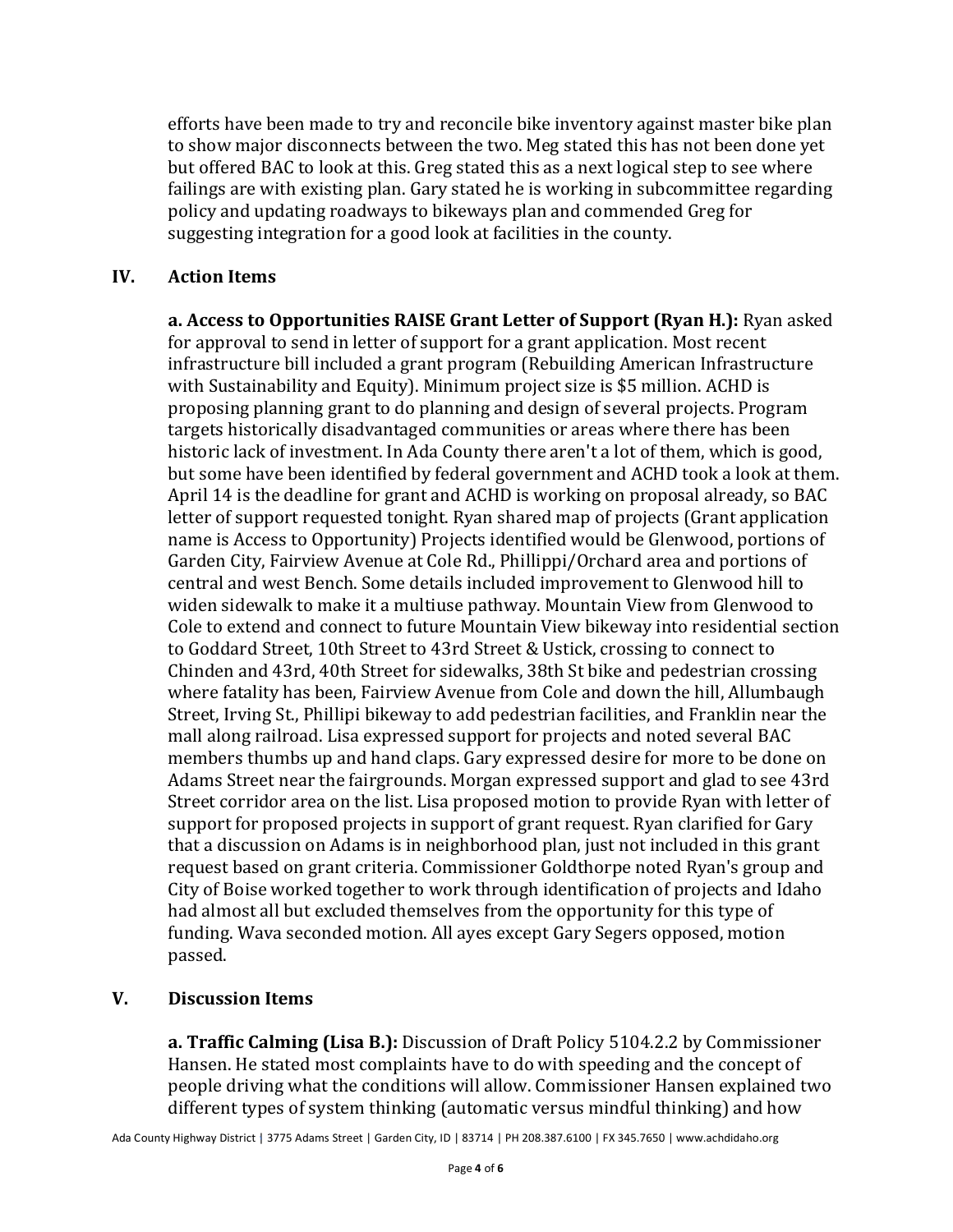efforts have been made to try and reconcile bike inventory against master bike plan to show major disconnects between the two. Meg stated this has not been done yet but offered BAC to look at this. Greg stated this as a next logical step to see where failings are with existing plan. Gary stated he is working in subcommittee regarding policy and updating roadways to bikeways plan and commended Greg for suggesting integration for a good look at facilities in the county.

## IV. Action Items

**a. Access to Opportunities RAISE Grant Letter of Support (Ryan H.):** Ryan asked for approval to send in letter of support for a grant application. Most recent infrastructure bill included a grant program (Rebuilding American Infrastructure with Sustainability and Equity). Minimum project size is $5 million. ACHD is proposing planning grant to do planning and design of several projects. Program targets historically disadvantaged communities or areas where there has been historic lack of investment. In Ada County there aren't a lot of them, which is good, but some have been identified by federal government and ACHD took a look at them. April 14 is the deadline for grant and ACHD is working on proposal already, so BAC letter of support requested tonight. Ryan shared map of projects (Grant application name is Access to Opportunity) Projects identified would be Glenwood, portions of Garden City, Fairview Avenue at Cole Rd., Phillippi/Orchard area and portions of central and west Bench. Some details included improvement to Glenwood hill to widen sidewalk to make it a multiuse pathway. Mountain View from Glenwood to Cole to extend and connect to future Mountain View bikeway into residential section to Goddard Street, 10th Street to 43rd Street & Ustick, crossing to connect to Chinden and 43rd, 40th Street for sidewalks, 38th St bike and pedestrian crossing where fatality has been, Fairview Avenue from Cole and down the hill, Allumbaugh Street, Irving St., Phillipi bikeway to add pedestrian facilities, and Franklin near the mall along railroad. Lisa expressed support for projects and noted several BAC members thumbs up and hand claps. Gary expressed desire for more to be done on Adams Street near the fairgrounds. Morgan expressed support and glad to see 43rd Street corridor area on the list. Lisa proposed motion to provide Ryan with letter of support for proposed projects in support of grant request. Ryan clarified for Gary that a discussion on Adams is in neighborhood plan, just not included in this grant request based on grant criteria. Commissioner Goldthorpe noted Ryan's group and City of Boise worked together to work through identification of projects and Idaho had almost all but excluded themselves from the opportunity for this type of funding. Wava seconded motion. All ayes except Gary Segers opposed, motion passed.

## V. Discussion Items

**a. Traffic Calming (Lisa B.):** Discussion of Draft Policy 5104.2.2 by Commissioner Hansen. He stated most complaints have to do with speeding and the concept of people driving what the conditions will allow. Commissioner Hansen explained two different types of system thinking (automatic versus mindful thinking) and how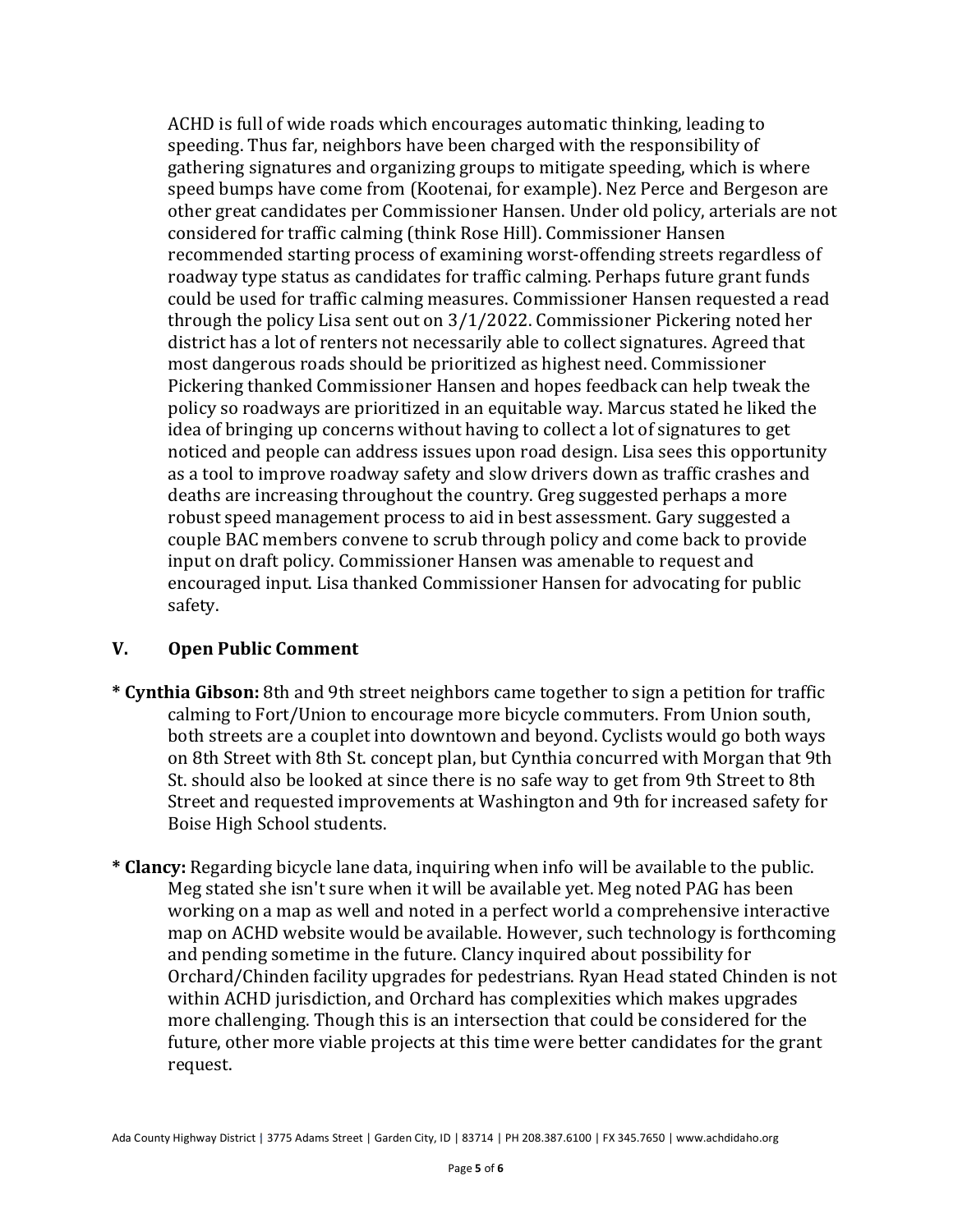ACHD is full of wide roads which encourages automatic thinking, leading to speeding. Thus far, neighbors have been charged with the responsibility of gathering signatures and organizing groups to mitigate speeding, which is where speed bumps have come from (Kootenai, for example). Nez Perce and Bergeson are other great candidates per Commissioner Hansen. Under old policy, arterials are not considered for traffic calming (think Rose Hill). Commissioner Hansen recommended starting process of examining worst-offending streets regardless of roadway type status as candidates for traffic calming. Perhaps future grant funds could be used for traffic calming measures. Commissioner Hansen requested a read through the policy Lisa sent out on 3/1/2022. Commissioner Pickering noted her district has a lot of renters not necessarily able to collect signatures. Agreed that most dangerous roads should be prioritized as highest need. Commissioner Pickering thanked Commissioner Hansen and hopes feedback can help tweak the policy so roadways are prioritized in an equitable way. Marcus stated he liked the idea of bringing up concerns without having to collect a lot of signatures to get noticed and people can address issues upon road design. Lisa sees this opportunity as a tool to improve roadway safety and slow drivers down as traffic crashes and deaths are increasing throughout the country. Greg suggested perhaps a more robust speed management process to aid in best assessment. Gary suggested a couple BAC members convene to scrub through policy and come back to provide input on draft policy. Commissioner Hansen was amenable to request and encouraged input. Lisa thanked Commissioner Hansen for advocating for public safety.

## V. Open Public Comment

* **Cynthia Gibson:** 8th and 9th street neighbors came together to sign a petition for traffic calming to Fort/Union to encourage more bicycle commuters. From Union south, both streets are a couplet into downtown and beyond. Cyclists would go both ways on 8th Street with 8th St. concept plan, but Cynthia concurred with Morgan that 9th St. should also be looked at since there is no safe way to get from 9th Street to 8th Street and requested improvements at Washington and 9th for increased safety for Boise High School students.

* **Clancy:** Regarding bicycle lane data, inquiring when info will be available to the public. Meg stated she isn't sure when it will be available yet. Meg noted PAG has been working on a map as well and noted in a perfect world a comprehensive interactive map on ACHD website would be available. However, such technology is forthcoming and pending sometime in the future. Clancy inquired about possibility for Orchard/Chinden facility upgrades for pedestrians. Ryan Head stated Chinden is not within ACHD jurisdiction, and Orchard has complexities which makes upgrades more challenging. Though this is an intersection that could be considered for the future, other more viable projects at this time were better candidates for the grant request.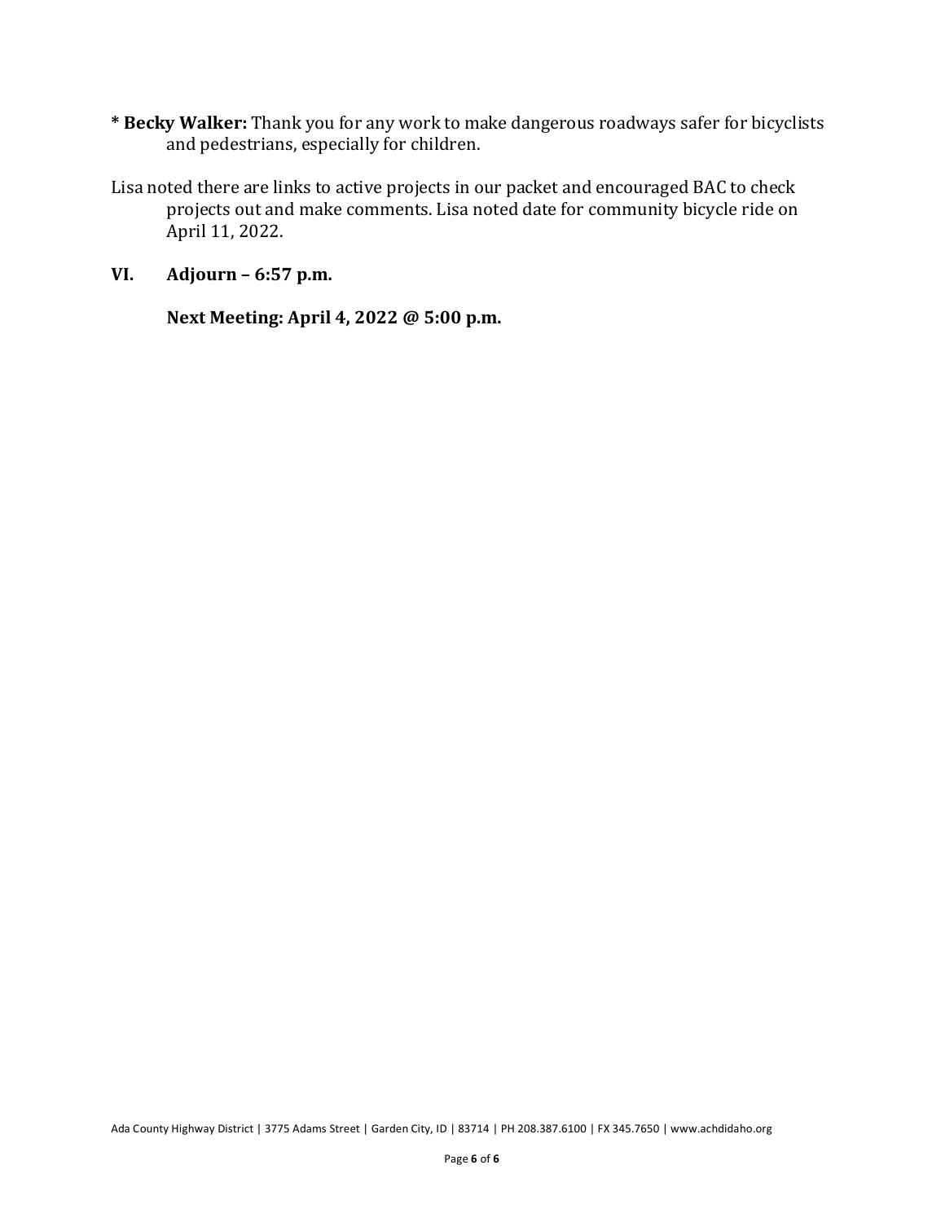* **Becky Walker:** Thank you for any work to make dangerous roadways safer for bicyclists and pedestrians, especially for children.

Lisa noted there are links to active projects in our packet and encouraged BAC to check projects out and make comments. Lisa noted date for community bicycle ride on April 11, 2022.

**VI. Adjourn – 6:57 p.m.**

**Next Meeting: April 4, 2022 @ 5:00 p.m.**

Ada County Highway District | 3775 Adams Street | Garden City, ID | 83714 | PH 208.387.6100 | FX 345.7650 | www.achdidaho.org